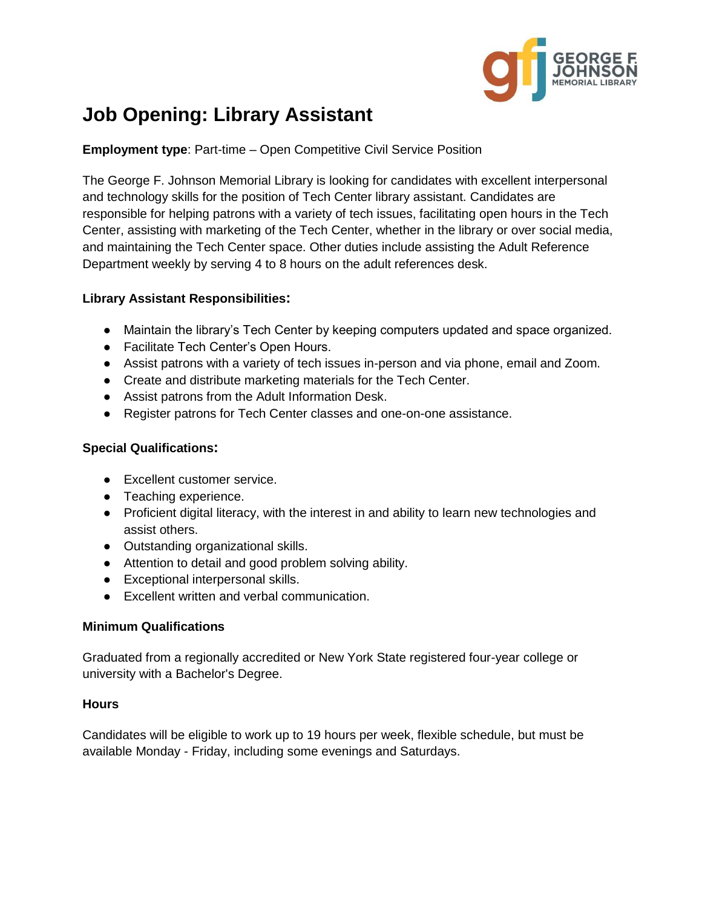GEORGE F. JOHNSON MEMORIAL LIBRARY

# Job Opening: Library Assistant

**Employment type**: Part-time – Open Competitive Civil Service Position

The George F. Johnson Memorial Library is looking for candidates with excellent interpersonal and technology skills for the position of Tech Center library assistant. Candidates are responsible for helping patrons with a variety of tech issues, facilitating open hours in the Tech Center, assisting with marketing of the Tech Center, whether in the library or over social media, and maintaining the Tech Center space. Other duties include assisting the Adult Reference Department weekly by serving 4 to 8 hours on the adult references desk.

### Library Assistant Responsibilities:

- Maintain the library's Tech Center by keeping computers updated and space organized.
- Facilitate Tech Center's Open Hours.
- Assist patrons with a variety of tech issues in-person and via phone, email and Zoom.
- Create and distribute marketing materials for the Tech Center.
- Assist patrons from the Adult Information Desk.
- Register patrons for Tech Center classes and one-on-one assistance.

### Special Qualifications:

- Excellent customer service.
- Teaching experience.
- Proficient digital literacy, with the interest in and ability to learn new technologies and assist others.
- Outstanding organizational skills.
- Attention to detail and good problem solving ability.
- Exceptional interpersonal skills.
- Excellent written and verbal communication.

### Minimum Qualifications

Graduated from a regionally accredited or New York State registered four-year college or university with a Bachelor's Degree.

### Hours

Candidates will be eligible to work up to 19 hours per week, flexible schedule, but must be available Monday - Friday, including some evenings and Saturdays.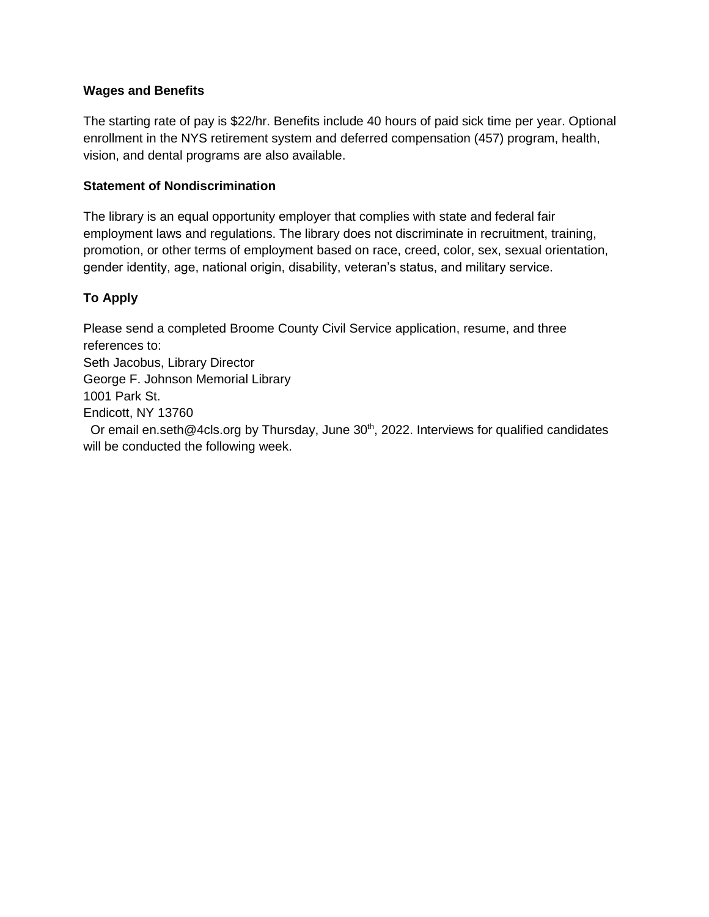**Wages and Benefits**

The starting rate of pay is $22/hr. Benefits include 40 hours of paid sick time per year. Optional enrollment in the NYS retirement system and deferred compensation (457) program, health, vision, and dental programs are also available.

**Statement of Nondiscrimination**

The library is an equal opportunity employer that complies with state and federal fair employment laws and regulations. The library does not discriminate in recruitment, training, promotion, or other terms of employment based on race, creed, color, sex, sexual orientation, gender identity, age, national origin, disability, veteran's status, and military service.

**To Apply**

Please send a completed Broome County Civil Service application, resume, and three references to:
Seth Jacobus, Library Director
George F. Johnson Memorial Library
1001 Park St.
Endicott, NY 13760
Or email en.seth@4cls.org by Thursday, June 30th, 2022. Interviews for qualified candidates will be conducted the following week.